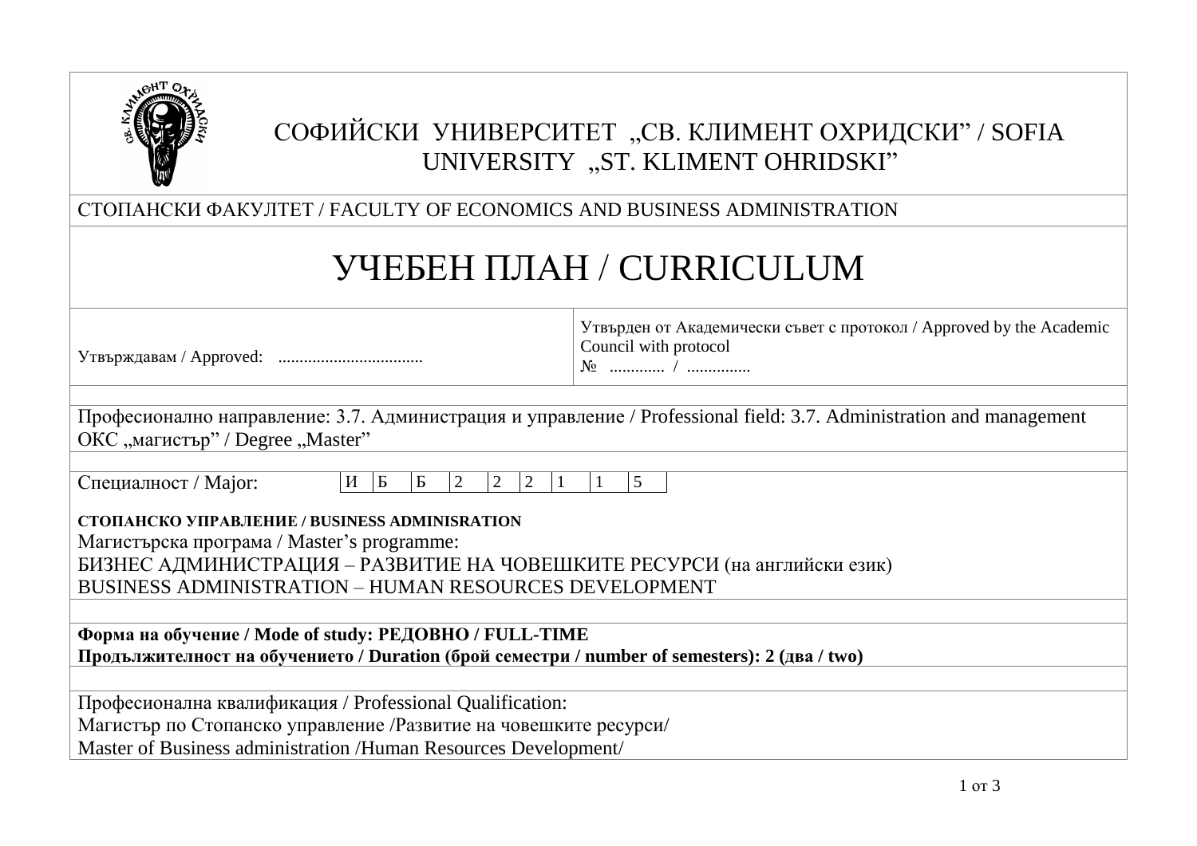# СОФИЙСКИ УНИВЕРСИТЕТ „СВ. КЛИМЕНТ ОХРИДСКИ" / SOFIA UNIVERSITY „ST. KLIMENT OHRIDSKI"

СТОПАНСКИ ФАКУЛТЕТ / FACULTY OF ECONOMICS AND BUSINESS ADMINISTRATION

# УЧЕБЕН ПЛАН / CURRICULUM

| Утвърждавам / Approved: ................................. | Утвърден от Академически съвет с протокол / Approved by the Academic Council with protocol № ............ / .............. |
| --- | --- |

Професионално направление: 3.7. Администрация и управление / Professional field: 3.7. Administration and management
ОКС „магистър" / Degree „Master"

Специалност / Major:

| И | Б | Б | 2 | 2 | 2 | 1 | 1 | 5 |
| --- | --- | --- | --- | --- | --- | --- | --- | --- |

**СТОПАНСКО УПРАВЛЕНИЕ / BUSINESS ADMINISRATION**
Магистърска програма / Master's programme:
БИЗНЕС АДМИНИСТРАЦИЯ – РАЗВИТИЕ НА ЧОВЕШКИТЕ РЕСУРСИ (на английски език)
BUSINESS ADMINISTRATION – HUMAN RESOURCES DEVELOPMENT

**Форма на обучение / Mode of study: РЕДОВНО / FULL-TIME**
**Продължителност на обучението / Duration (брой семестри / number of semesters): 2 (два / two)**

Професионална квалификация / Professional Qualification:
Магистър по Стопанско управление /Развитие на човешките ресурси/
Master of Business administration /Human Resources Development/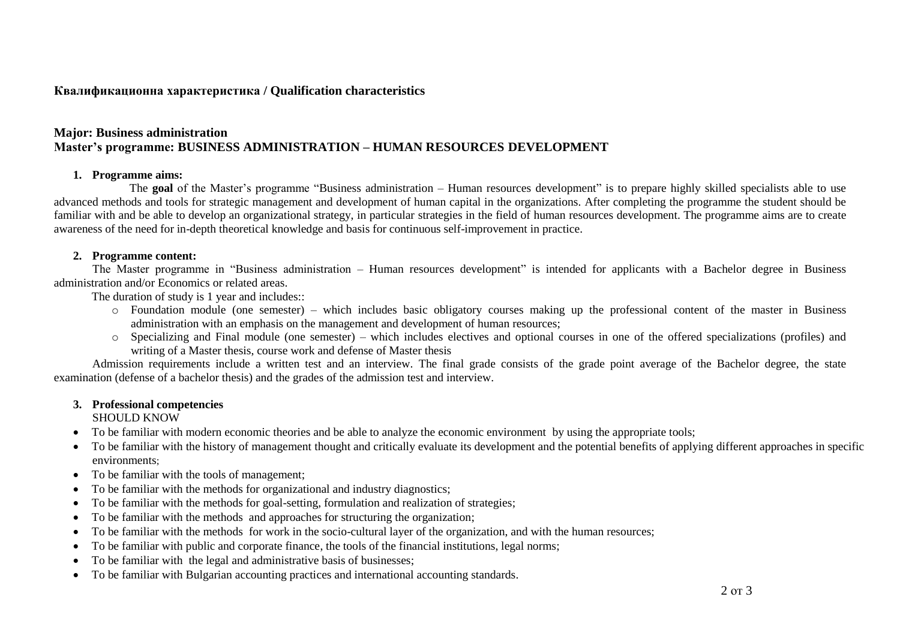**Квалификационна характеристика / Qualification characteristics**

**Major: Business administration**
**Master's programme: BUSINESS ADMINISTRATION – HUMAN RESOURCES DEVELOPMENT**

1. **Programme aims:**

The **goal** of the Master's programme "Business administration – Human resources development" is to prepare highly skilled specialists able to use advanced methods and tools for strategic management and development of human capital in the organizations. After completing the programme the student should be familiar with and be able to develop an organizational strategy, in particular strategies in the field of human resources development. The programme aims are to create awareness of the need for in-depth theoretical knowledge and basis for continuous self-improvement in practice.

2. **Programme content:**

The Master programme in "Business administration – Human resources development" is intended for applicants with a Bachelor degree in Business administration and/or Economics or related areas.

The duration of study is 1 year and includes::

- Foundation module (one semester) – which includes basic obligatory courses making up the professional content of the master in Business administration with an emphasis on the management and development of human resources;
- Specializing and Final module (one semester) – which includes electives and optional courses in one of the offered specializations (profiles) and writing of a Master thesis, course work and defense of Master thesis

Admission requirements include a written test and an interview. The final grade consists of the grade point average of the Bachelor degree, the state examination (defense of a bachelor thesis) and the grades of the admission test and interview.

3. **Professional competencies**

SHOULD KNOW

- To be familiar with modern economic theories and be able to analyze the economic environment by using the appropriate tools;
- To be familiar with the history of management thought and critically evaluate its development and the potential benefits of applying different approaches in specific environments;
- To be familiar with the tools of management;
- To be familiar with the methods for organizational and industry diagnostics;
- To be familiar with the methods for goal-setting, formulation and realization of strategies;
- To be familiar with the methods and approaches for structuring the organization;
- To be familiar with the methods for work in the socio-cultural layer of the organization, and with the human resources;
- To be familiar with public and corporate finance, the tools of the financial institutions, legal norms;
- To be familiar with the legal and administrative basis of businesses;
- To be familiar with Bulgarian accounting practices and international accounting standards.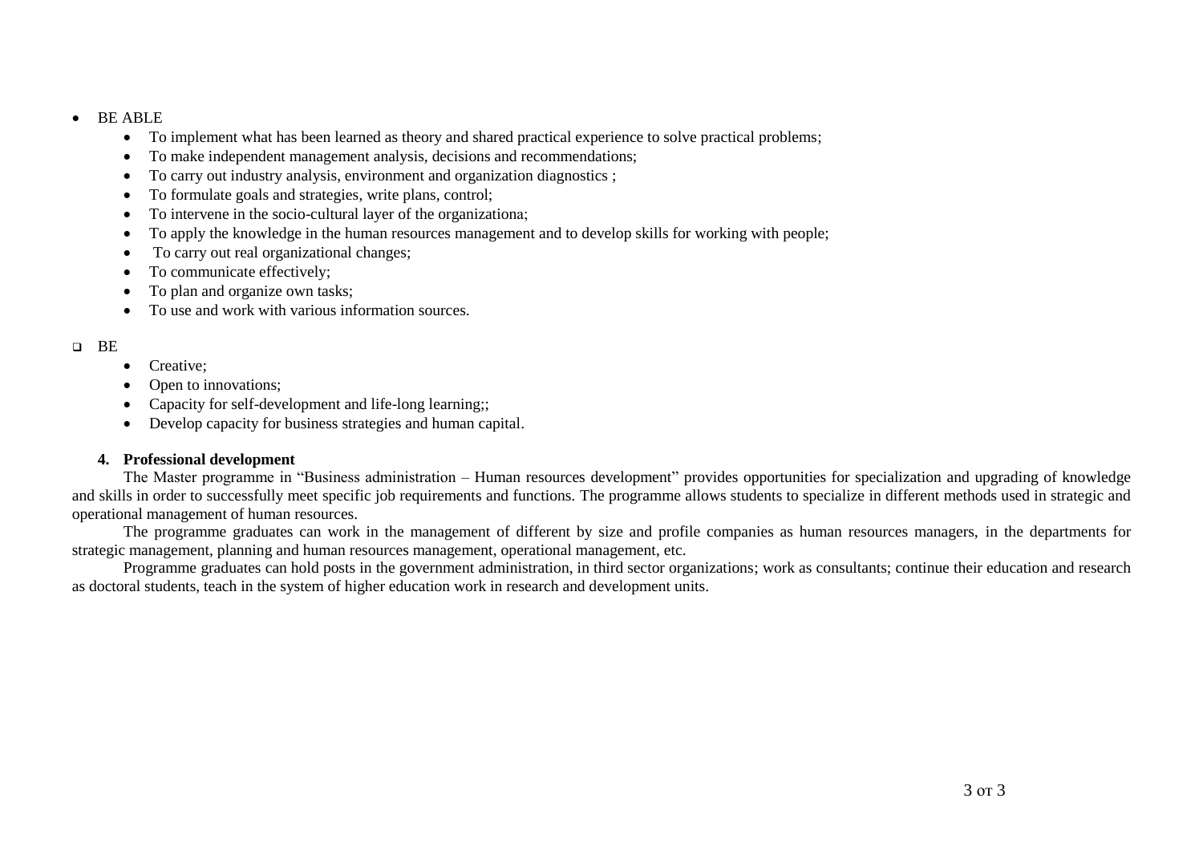- BE ABLE
  - To implement what has been learned as theory and shared practical experience to solve practical problems;
  - To make independent management analysis, decisions and recommendations;
  - To carry out industry analysis, environment and organization diagnostics ;
  - To formulate goals and strategies, write plans, control;
  - To intervene in the socio-cultural layer of the organizationa;
  - To apply the knowledge in the human resources management and to develop skills for working with people;
  - To carry out real organizational changes;
  - To communicate effectively;
  - To plan and organize own tasks;
  - To use and work with various information sources.

- BE
  - Creative;
  - Open to innovations;
  - Capacity for self-development and life-long learning;;
  - Develop capacity for business strategies and human capital.

**4. Professional development**

The Master programme in "Business administration – Human resources development" provides opportunities for specialization and upgrading of knowledge and skills in order to successfully meet specific job requirements and functions. The programme allows students to specialize in different methods used in strategic and operational management of human resources.

The programme graduates can work in the management of different by size and profile companies as human resources managers, in the departments for strategic management, planning and human resources management, operational management, etc.

Programme graduates can hold posts in the government administration, in third sector organizations; work as consultants; continue their education and research as doctoral students, teach in the system of higher education work in research and development units.